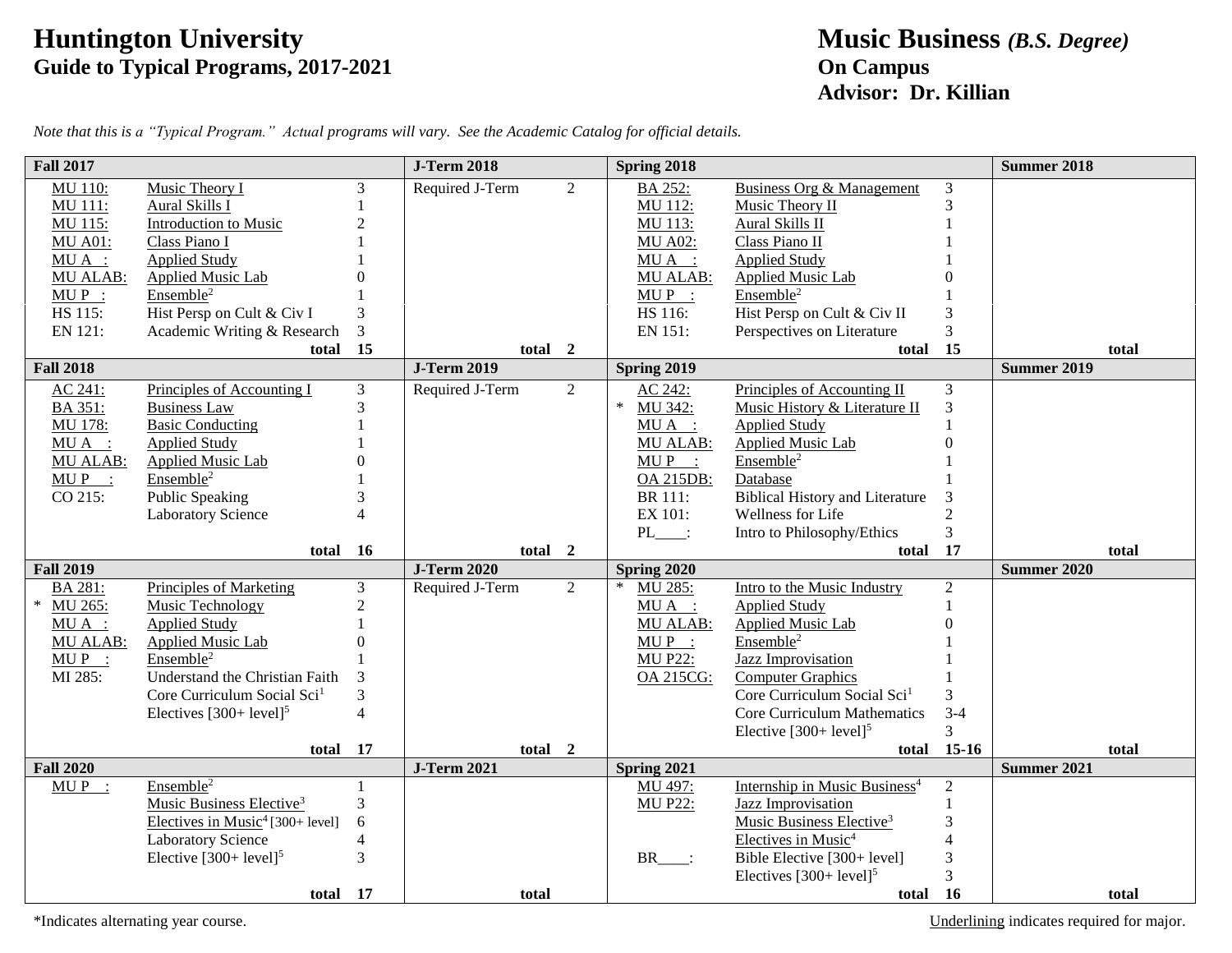# Huntington University
## Guide to Typical Programs, 2017-2021

# Music Business *(B.S. Degree)*
## On Campus
## Advisor: Dr. Killian

*Note that this is a "Typical Program." Actual programs will vary. See the Academic Catalog for official details.*

| Fall 2017 | | | J-Term 2018 | | Spring 2018 | | | Summer 2018 |
|---|---|---|---|---|---|---|---|---|
| MU 110: | Music Theory I | 3 | Required J-Term | 2 | BA 252: | Business Org & Management | 3 | |
| MU 111: | Aural Skills I | 1 | | | MU 112: | Music Theory II | 3 | |
| MU 115: | Introduction to Music | 2 | | | MU 113: | Aural Skills II | 1 | |
| MU A01: | Class Piano I | 1 | | | MU A02: | Class Piano II | 1 | |
| MU A __: | Applied Study | 1 | | | MU A __: | Applied Study | 1 | |
| MU ALAB: | Applied Music Lab | 0 | | | MU ALAB: | Applied Music Lab | 0 | |
| MU P __: | Ensemble[2] | 1 | | | MU P __: | Ensemble[2] | 1 | |
| HS 115: | Hist Persp on Cult & Civ I | 3 | | | HS 116: | Hist Persp on Cult & Civ II | 3 | |
| EN 121: | Academic Writing & Research | 3 | | | EN 151: | Perspectives on Literature | 3 | |
| | **total** | **15** | **total** | **2** | | **total** | **15** | **total** |
| **Fall 2018** | | | **J-Term 2019** | | **Spring 2019** | | | **Summer 2019** |
| AC 241: | Principles of Accounting I | 3 | Required J-Term | 2 | AC 242: | Principles of Accounting II | 3 | |
| BA 351: | Business Law | 3 | | | * MU 342: | Music History & Literature II | 3 | |
| MU 178: | Basic Conducting | 1 | | | MU A __: | Applied Study | 1 | |
| MU A __: | Applied Study | 1 | | | MU ALAB: | Applied Music Lab | 0 | |
| MU ALAB: | Applied Music Lab | 0 | | | MU P __: | Ensemble[2] | 1 | |
| MU P __: | Ensemble[2] | 1 | | | OA 215DB: | Database | 1 | |
| CO 215: | Public Speaking | 3 | | | BR 111: | Biblical History and Literature | 3 | |
| | Laboratory Science | 4 | | | EX 101: | Wellness for Life | 2 | |
| | | | | | PL____: | Intro to Philosophy/Ethics | 3 | |
| | **total** | **16** | **total** | **2** | | **total** | **17** | **total** |
| **Fall 2019** | | | **J-Term 2020** | | **Spring 2020** | | | **Summer 2020** |
| BA 281: | Principles of Marketing | 3 | Required J-Term | 2 | * MU 285: | Intro to the Music Industry | 2 | |
| * MU 265: | Music Technology | 2 | | | MU A __: | Applied Study | 1 | |
| MU A __: | Applied Study | 1 | | | MU ALAB: | Applied Music Lab | 0 | |
| MU ALAB: | Applied Music Lab | 0 | | | MU P __: | Ensemble[2] | 1 | |
| MU P __: | Ensemble[2] | 1 | | | MU P22: | Jazz Improvisation | 1 | |
| MI 285: | Understand the Christian Faith | 3 | | | OA 215CG: | Computer Graphics | 1 | |
| | Core Curriculum Social Sci[1] | 3 | | | | Core Curriculum Social Sci[1] | 3 | |
| | Electives [300+ level][5] | 4 | | | | Core Curriculum Mathematics | 3-4 | |
| | | | | | | Elective [300+ level][5] | 3 | |
| | **total** | **17** | **total** | **2** | | **total** | **15-16** | **total** |
| **Fall 2020** | | | **J-Term 2021** | | **Spring 2021** | | | **Summer 2021** |
| MU P __: | Ensemble[2] | 1 | | | MU 497: | Internship in Music Business[4] | 2 | |
| | Music Business Elective[3] | 3 | | | MU P22: | Jazz Improvisation | 1 | |
| | Electives in Music[4] [300+ level] | 6 | | | | Music Business Elective[3] | 3 | |
| | Laboratory Science | 4 | | | | Electives in Music[4] | 4 | |
| | Elective [300+ level][5] | 3 | | | BR____: | Bible Elective [300+ level] | 3 | |
| | | | | | | Electives [300+ level][5] | 3 | |
| | **total** | **17** | **total** | | | **total** | **16** | **total** |

*Indicates alternating year course.

Underlining indicates required for major.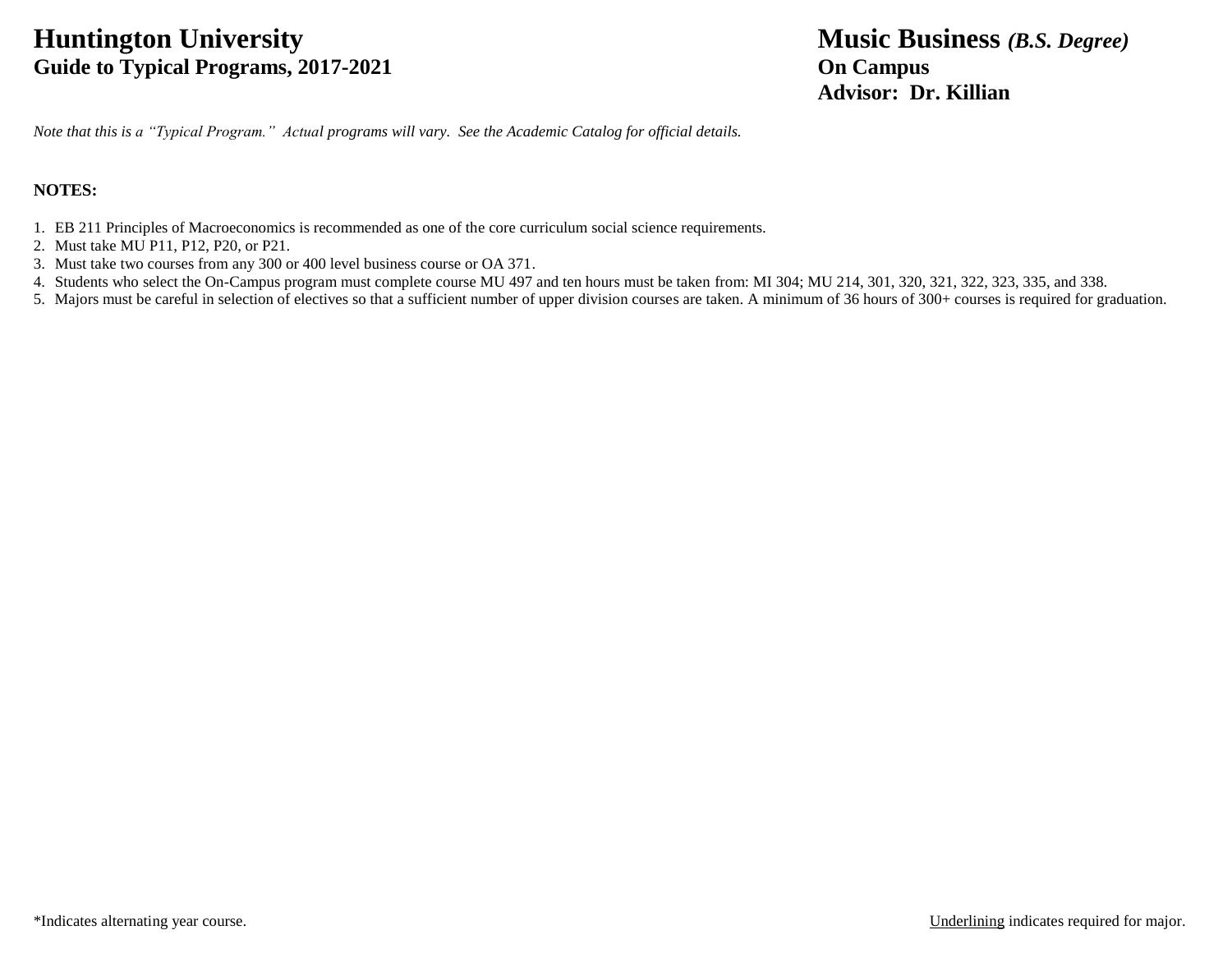# Huntington University
**Guide to Typical Programs, 2017-2021**

# Music Business *(B.S. Degree)*
**On Campus**
**Advisor: Dr. Killian**

*Note that this is a "Typical Program." Actual programs will vary. See the Academic Catalog for official details.*

**NOTES:**

1. EB 211 Principles of Macroeconomics is recommended as one of the core curriculum social science requirements.
2. Must take MU P11, P12, P20, or P21.
3. Must take two courses from any 300 or 400 level business course or OA 371.
4. Students who select the On-Campus program must complete course MU 497 and ten hours must be taken from: MI 304; MU 214, 301, 320, 321, 322, 323, 335, and 338.
5. Majors must be careful in selection of electives so that a sufficient number of upper division courses are taken. A minimum of 36 hours of 300+ courses is required for graduation.

*Indicates alternating year course.

Underlining indicates required for major.